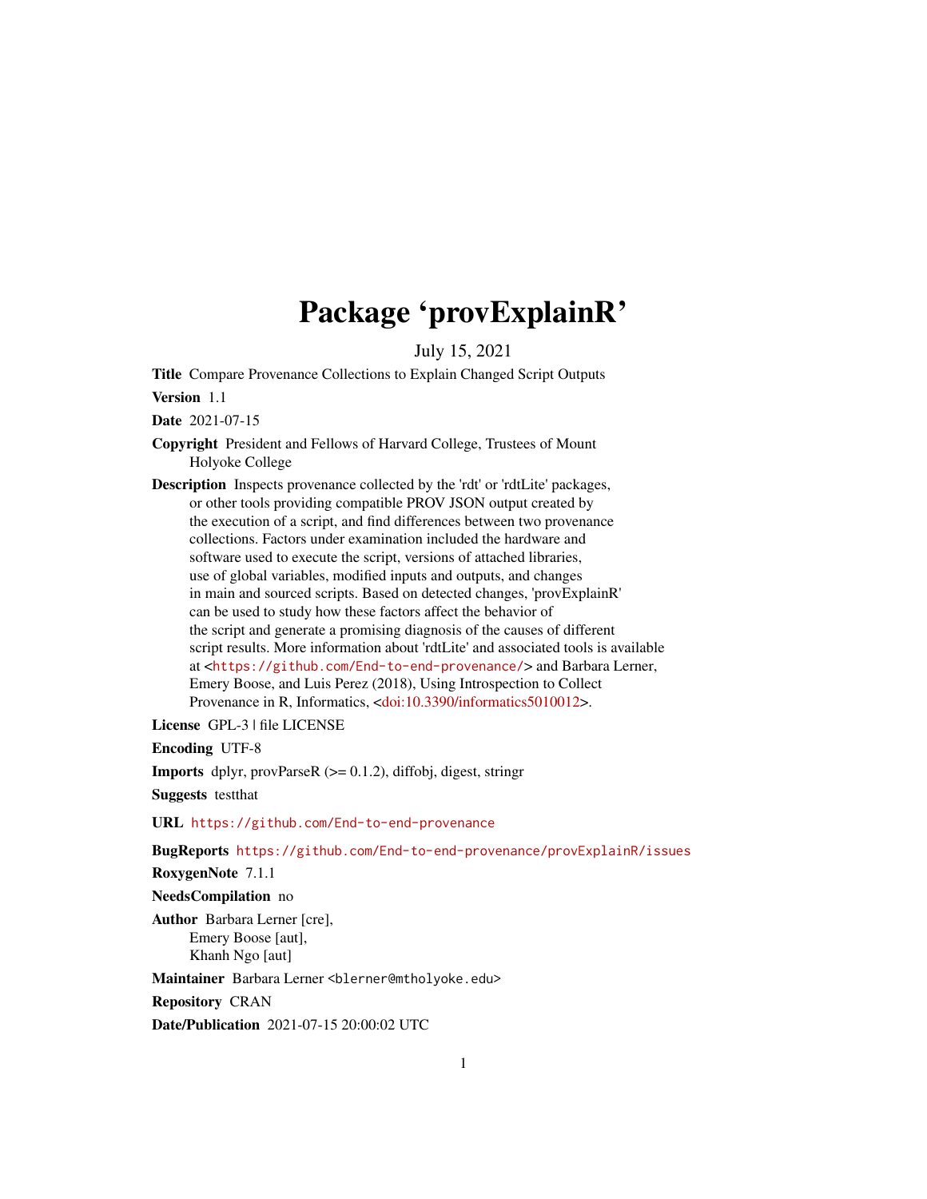# Package 'provExplainR'

July 15, 2021

**Title** Compare Provenance Collections to Explain Changed Script Outputs

**Version** 1.1

**Date** 2021-07-15

**Copyright** President and Fellows of Harvard College, Trustees of Mount Holyoke College

**Description** Inspects provenance collected by the 'rdt' or 'rdtLite' packages, or other tools providing compatible PROV JSON output created by the execution of a script, and find differences between two provenance collections. Factors under examination included the hardware and software used to execute the script, versions of attached libraries, use of global variables, modified inputs and outputs, and changes in main and sourced scripts. Based on detected changes, 'provExplainR' can be used to study how these factors affect the behavior of the script and generate a promising diagnosis of the causes of different script results. More information about 'rdtLite' and associated tools is available at <https://github.com/End-to-end-provenance/> and Barbara Lerner, Emery Boose, and Luis Perez (2018), Using Introspection to Collect Provenance in R, Informatics, <doi:10.3390/informatics5010012>.

**License** GPL-3 | file LICENSE

**Encoding** UTF-8

**Imports** dplyr, provParseR (>= 0.1.2), diffobj, digest, stringr

**Suggests** testthat

**URL** https://github.com/End-to-end-provenance

**BugReports** https://github.com/End-to-end-provenance/provExplainR/issues

**RoxygenNote** 7.1.1

**NeedsCompilation** no

**Author** Barbara Lerner [cre],
Emery Boose [aut],
Khanh Ngo [aut]

**Maintainer** Barbara Lerner <blerner@mtholyoke.edu>

**Repository** CRAN

**Date/Publication** 2021-07-15 20:00:02 UTC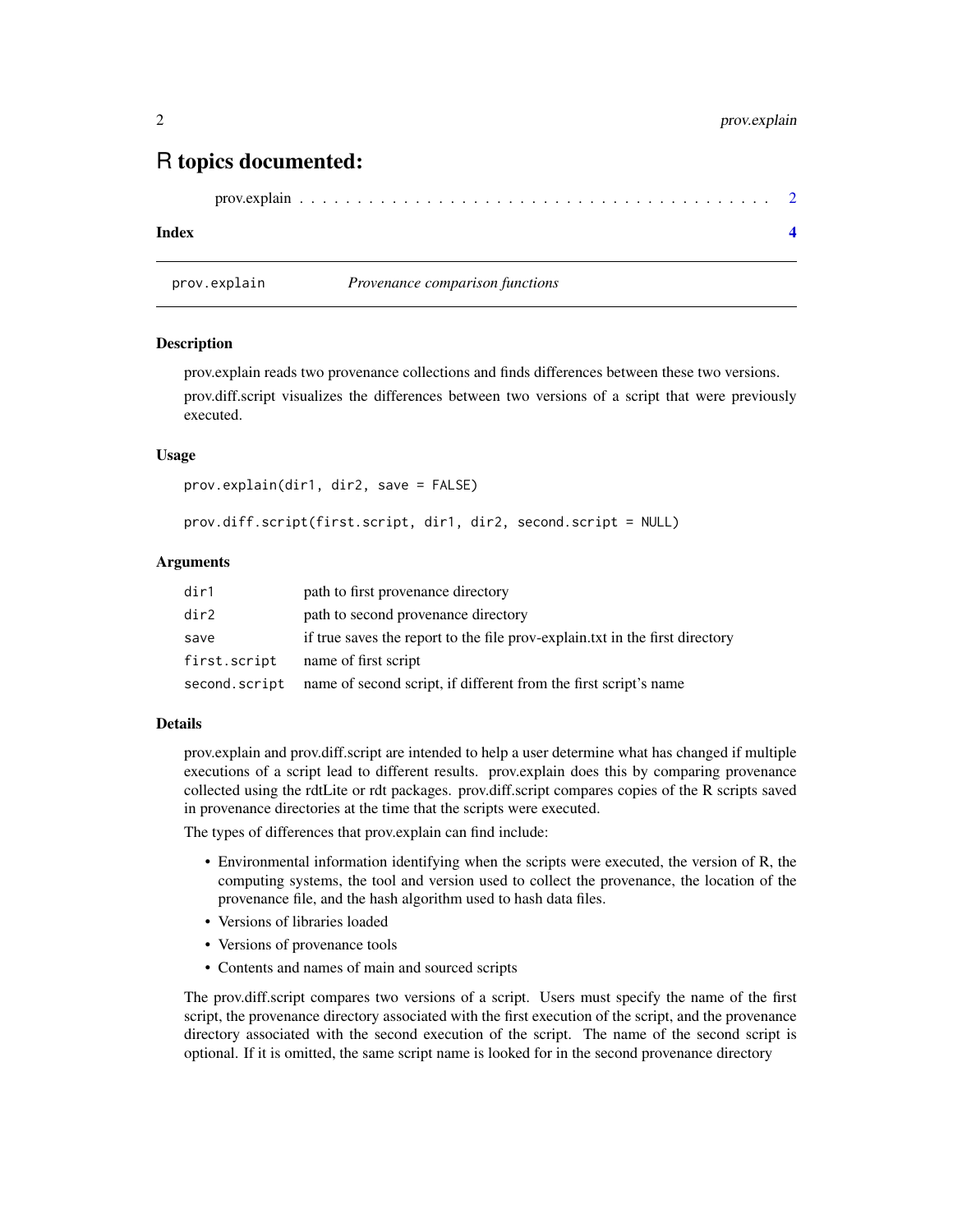# R topics documented:

prov.explain . . . . . . . . . . . . . . . . . . . . . . . . . . . . . . . . . . . . . . . . 2

**Index** **4**

---

`prov.explain` *Provenance comparison functions*

---

### Description

prov.explain reads two provenance collections and finds differences between these two versions.

prov.diff.script visualizes the differences between two versions of a script that were previously executed.

### Usage

```
prov.explain(dir1, dir2, save = FALSE)

prov.diff.script(first.script, dir1, dir2, second.script = NULL)
```

### Arguments

| | |
|---|---|
| `dir1` | path to first provenance directory |
| `dir2` | path to second provenance directory |
| `save` | if true saves the report to the file prov-explain.txt in the first directory |
| `first.script` | name of first script |
| `second.script` | name of second script, if different from the first script's name |

### Details

prov.explain and prov.diff.script are intended to help a user determine what has changed if multiple executions of a script lead to different results. prov.explain does this by comparing provenance collected using the rdtLite or rdt packages. prov.diff.script compares copies of the R scripts saved in provenance directories at the time that the scripts were executed.

The types of differences that prov.explain can find include:

- Environmental information identifying when the scripts were executed, the version of R, the computing systems, the tool and version used to collect the provenance, the location of the provenance file, and the hash algorithm used to hash data files.
- Versions of libraries loaded
- Versions of provenance tools
- Contents and names of main and sourced scripts

The prov.diff.script compares two versions of a script. Users must specify the name of the first script, the provenance directory associated with the first execution of the script, and the provenance directory associated with the second execution of the script. The name of the second script is optional. If it is omitted, the same script name is looked for in the second provenance directory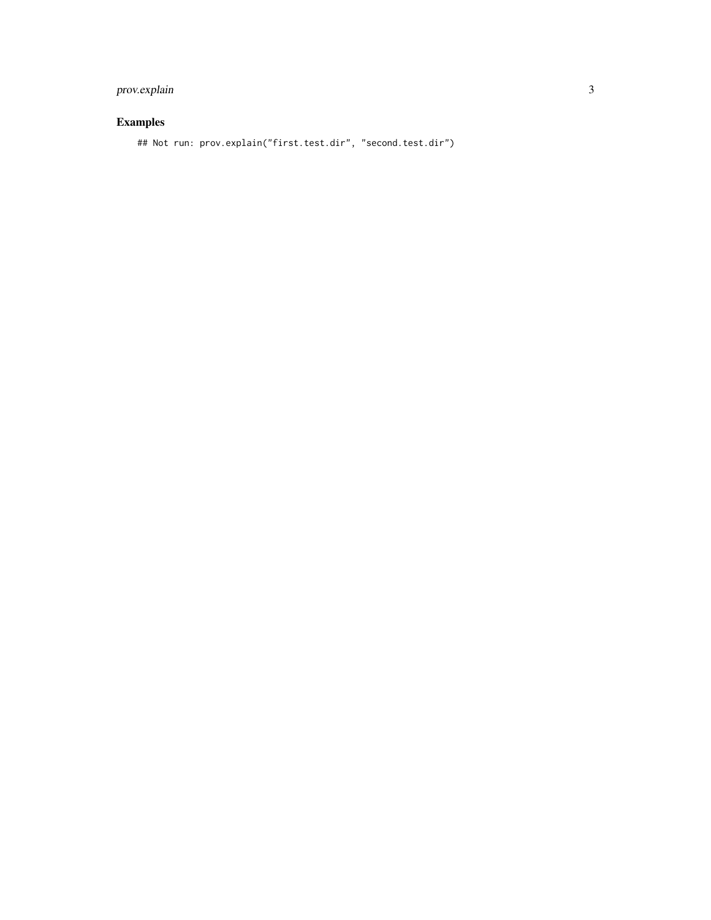## Examples

```
## Not run: prov.explain("first.test.dir", "second.test.dir")
```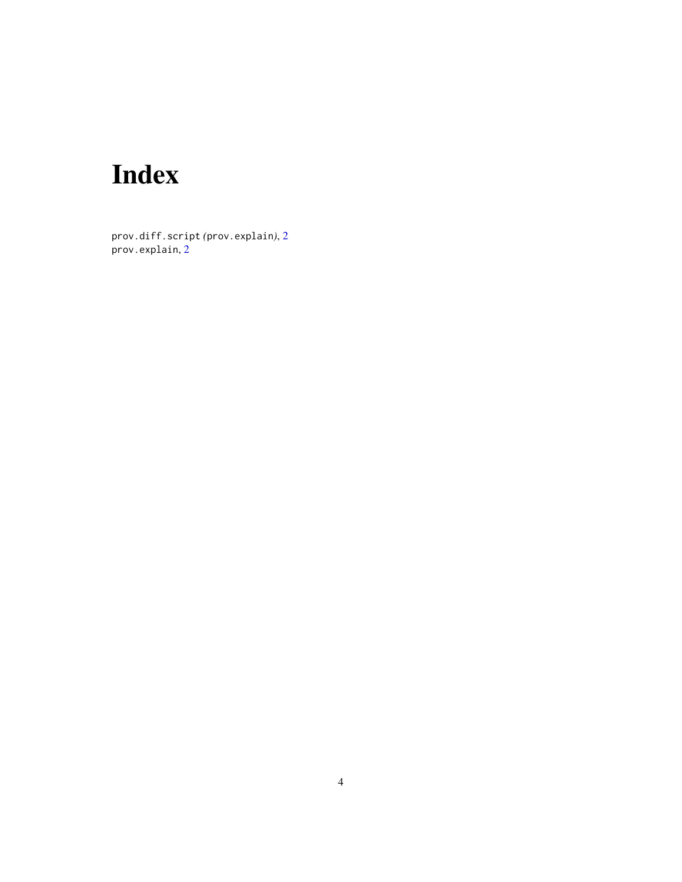# Index

prov.diff.script *(*prov.explain*)*, 2
prov.explain, 2